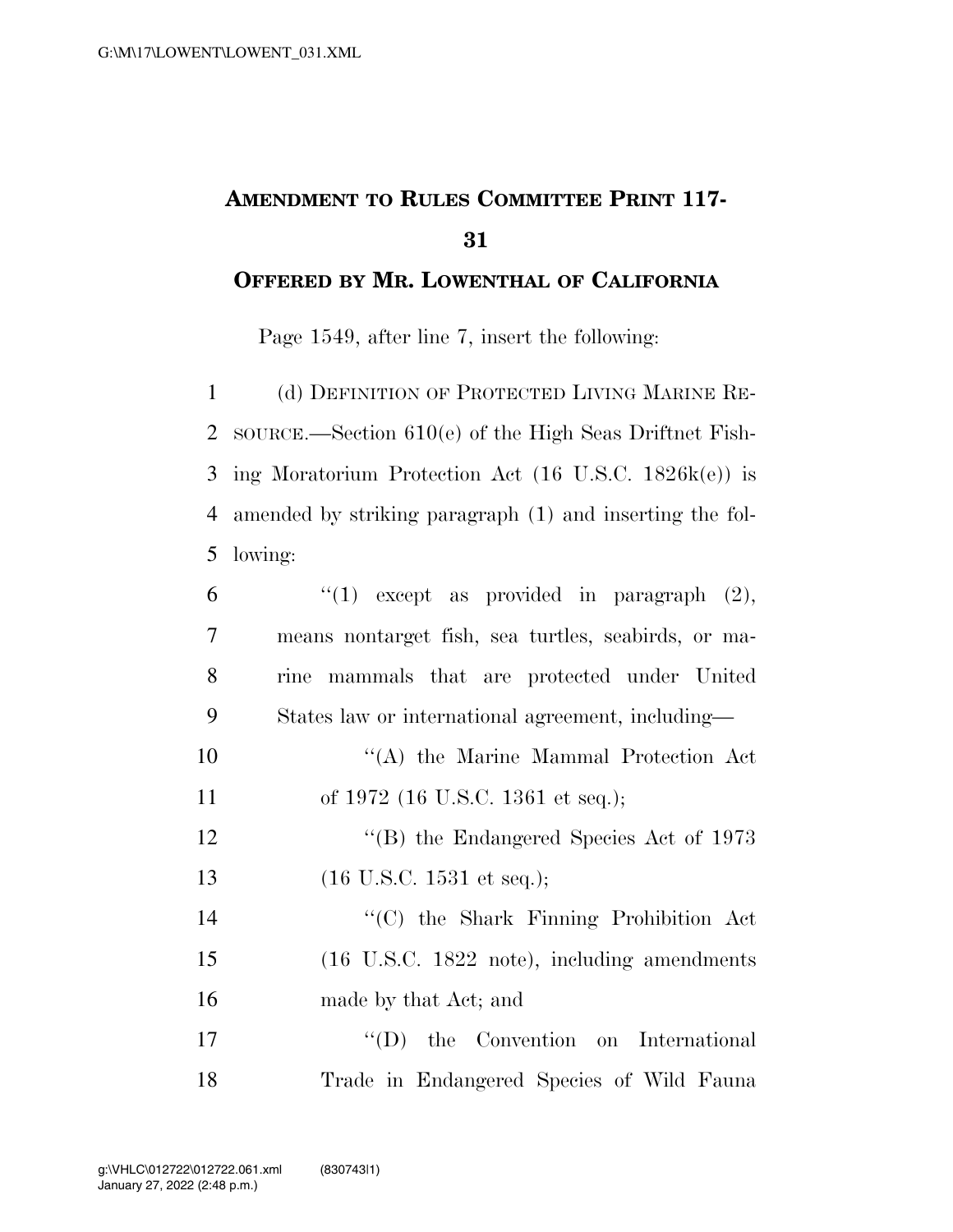# AMENDMENT TO RULES COMMITTEE PRINT 117-31

## OFFERED BY MR. LOWENTHAL OF CALIFORNIA

Page 1549, after line 7, insert the following:

(d) DEFINITION OF PROTECTED LIVING MARINE RESOURCE.—Section 610(e) of the High Seas Driftnet Fishing Moratorium Protection Act (16 U.S.C. 1826k(e)) is amended by striking paragraph (1) and inserting the following:

"(1) except as provided in paragraph (2), means nontarget fish, sea turtles, seabirds, or marine mammals that are protected under United States law or international agreement, including—

"(A) the Marine Mammal Protection Act of 1972 (16 U.S.C. 1361 et seq.);

"(B) the Endangered Species Act of 1973 (16 U.S.C. 1531 et seq.);

"(C) the Shark Finning Prohibition Act (16 U.S.C. 1822 note), including amendments made by that Act; and

"(D) the Convention on International Trade in Endangered Species of Wild Fauna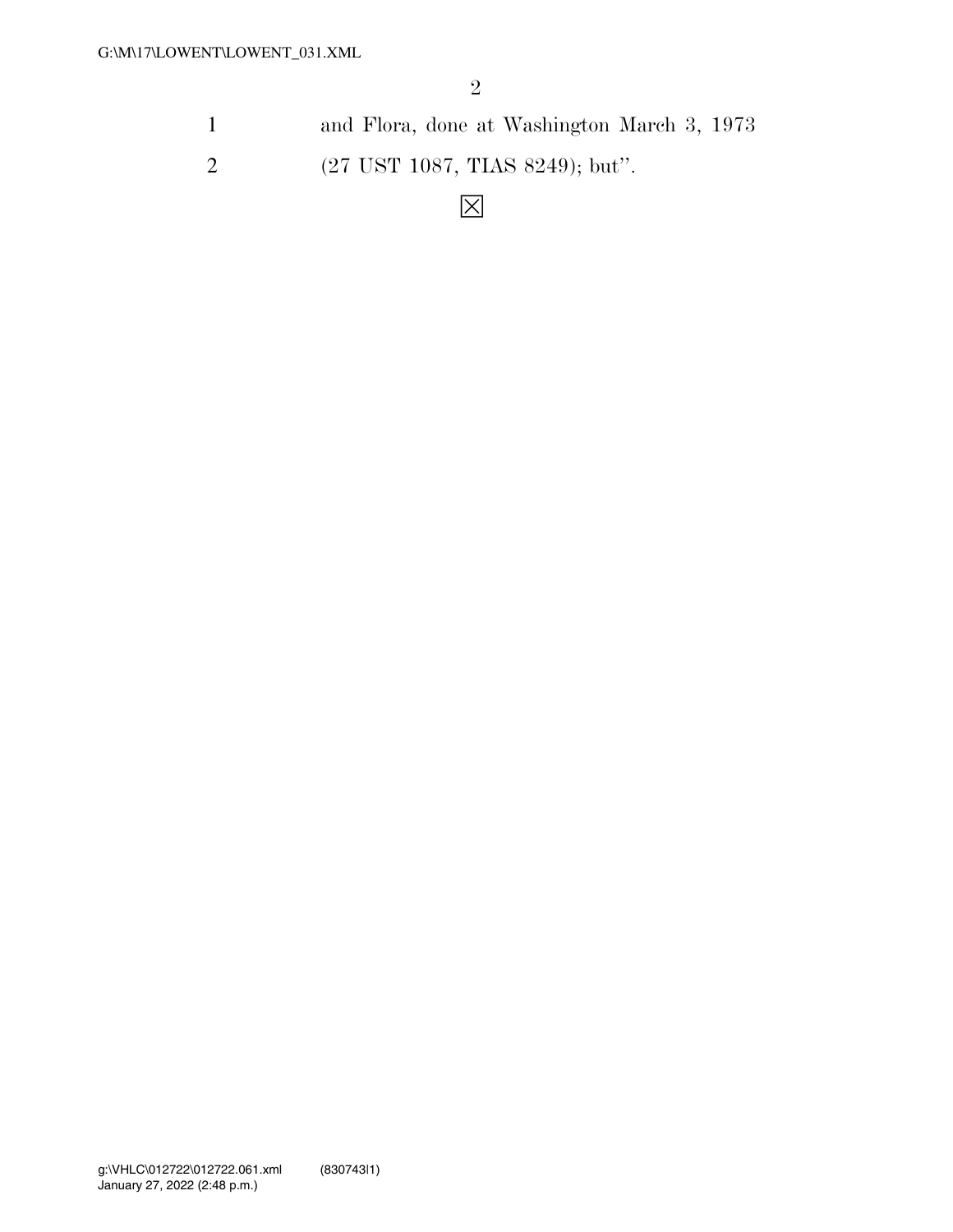and Flora, done at Washington March 3, 1973 (27 UST 1087, TIAS 8249); but''.

☒